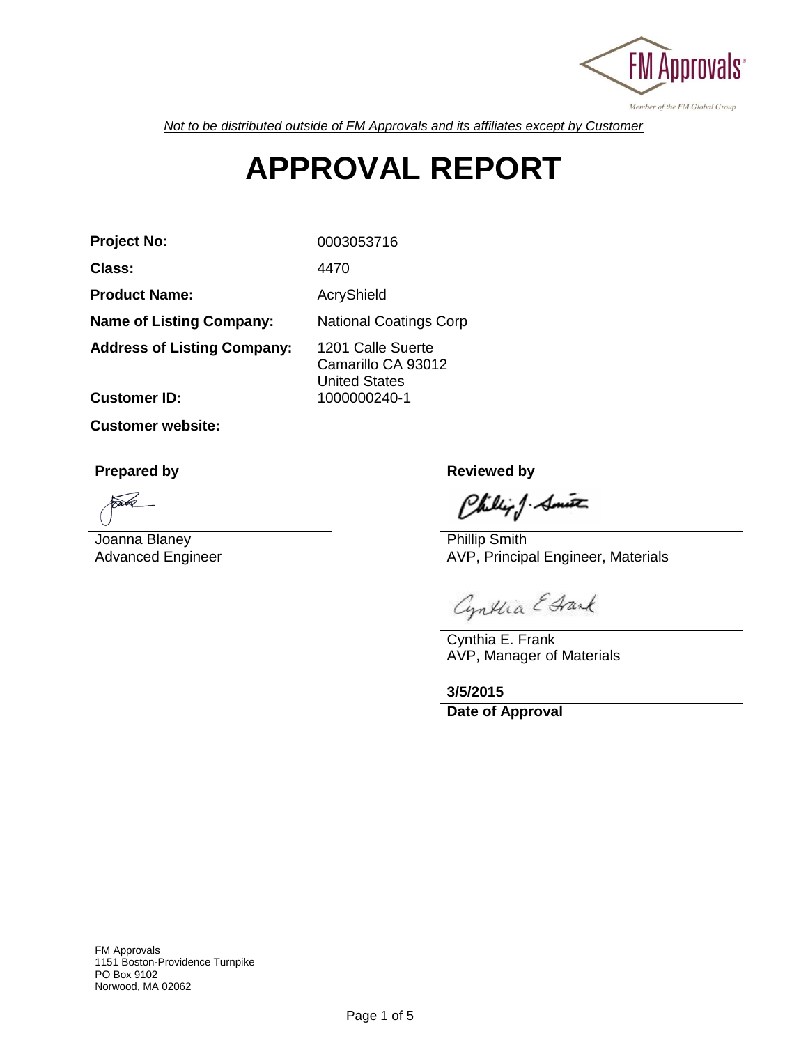FM Approvals

Member of the FM Global Group

*Not to be distributed outside of FM Approvals and its affiliates except by Customer*

# APPROVAL REPORT

| | |
|---|---|
| **Project No:** | 0003053716 |
| **Class:** | 4470 |
| **Product Name:** | AcryShield |
| **Name of Listing Company:** | National Coatings Corp |
| **Address of Listing Company:** | 1201 Calle Suerte<br>Camarillo CA 93012<br>United States |
| **Customer ID:** | 1000000240-1 |
| **Customer website:** | |

**Prepared by**

Joanna Blaney
Advanced Engineer

**Reviewed by**

Phillip Smith
AVP, Principal Engineer, Materials

Cynthia E. Frank
AVP, Manager of Materials

**3/5/2015**
**Date of Approval**

FM Approvals
1151 Boston-Providence Turnpike
PO Box 9102
Norwood, MA 02062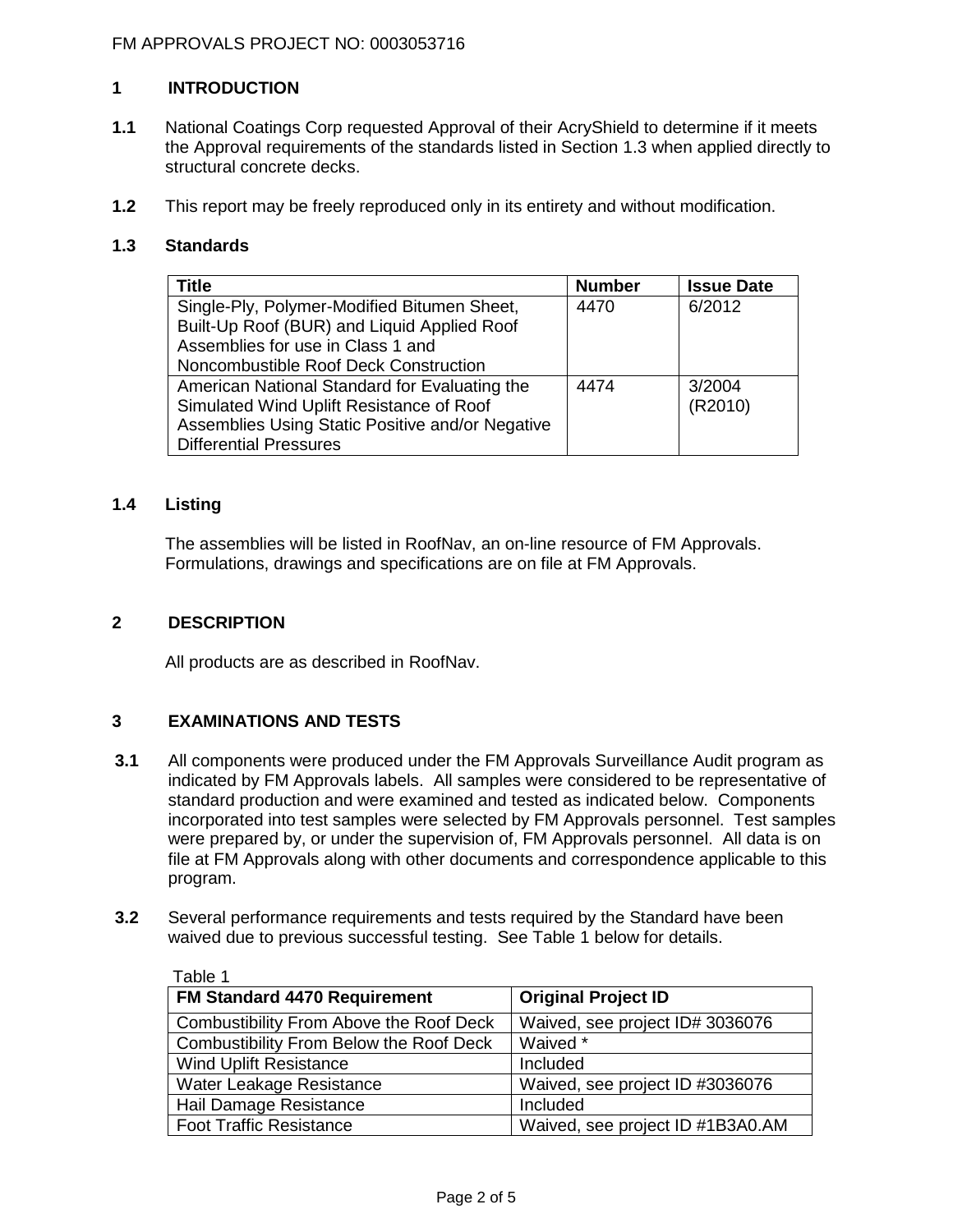## 1 INTRODUCTION

**1.1** National Coatings Corp requested Approval of their AcryShield to determine if it meets the Approval requirements of the standards listed in Section 1.3 when applied directly to structural concrete decks.

**1.2** This report may be freely reproduced only in its entirety and without modification.

### 1.3 Standards

| Title | Number | Issue Date |
|---|---|---|
| Single-Ply, Polymer-Modified Bitumen Sheet, Built-Up Roof (BUR) and Liquid Applied Roof Assemblies for use in Class 1 and Noncombustible Roof Deck Construction | 4470 | 6/2012 |
| American National Standard for Evaluating the Simulated Wind Uplift Resistance of Roof Assemblies Using Static Positive and/or Negative Differential Pressures | 4474 | 3/2004 (R2010) |

### 1.4 Listing

The assemblies will be listed in RoofNav, an on-line resource of FM Approvals. Formulations, drawings and specifications are on file at FM Approvals.

## 2 DESCRIPTION

All products are as described in RoofNav.

## 3 EXAMINATIONS AND TESTS

**3.1** All components were produced under the FM Approvals Surveillance Audit program as indicated by FM Approvals labels. All samples were considered to be representative of standard production and were examined and tested as indicated below. Components incorporated into test samples were selected by FM Approvals personnel. Test samples were prepared by, or under the supervision of, FM Approvals personnel. All data is on file at FM Approvals along with other documents and correspondence applicable to this program.

**3.2** Several performance requirements and tests required by the Standard have been waived due to previous successful testing. See Table 1 below for details.

Table 1

| FM Standard 4470 Requirement | Original Project ID |
|---|---|
| Combustibility From Above the Roof Deck | Waived, see project ID# 3036076 |
| Combustibility From Below the Roof Deck | Waived * |
| Wind Uplift Resistance | Included |
| Water Leakage Resistance | Waived, see project ID #3036076 |
| Hail Damage Resistance | Included |
| Foot Traffic Resistance | Waived, see project ID #1B3A0.AM |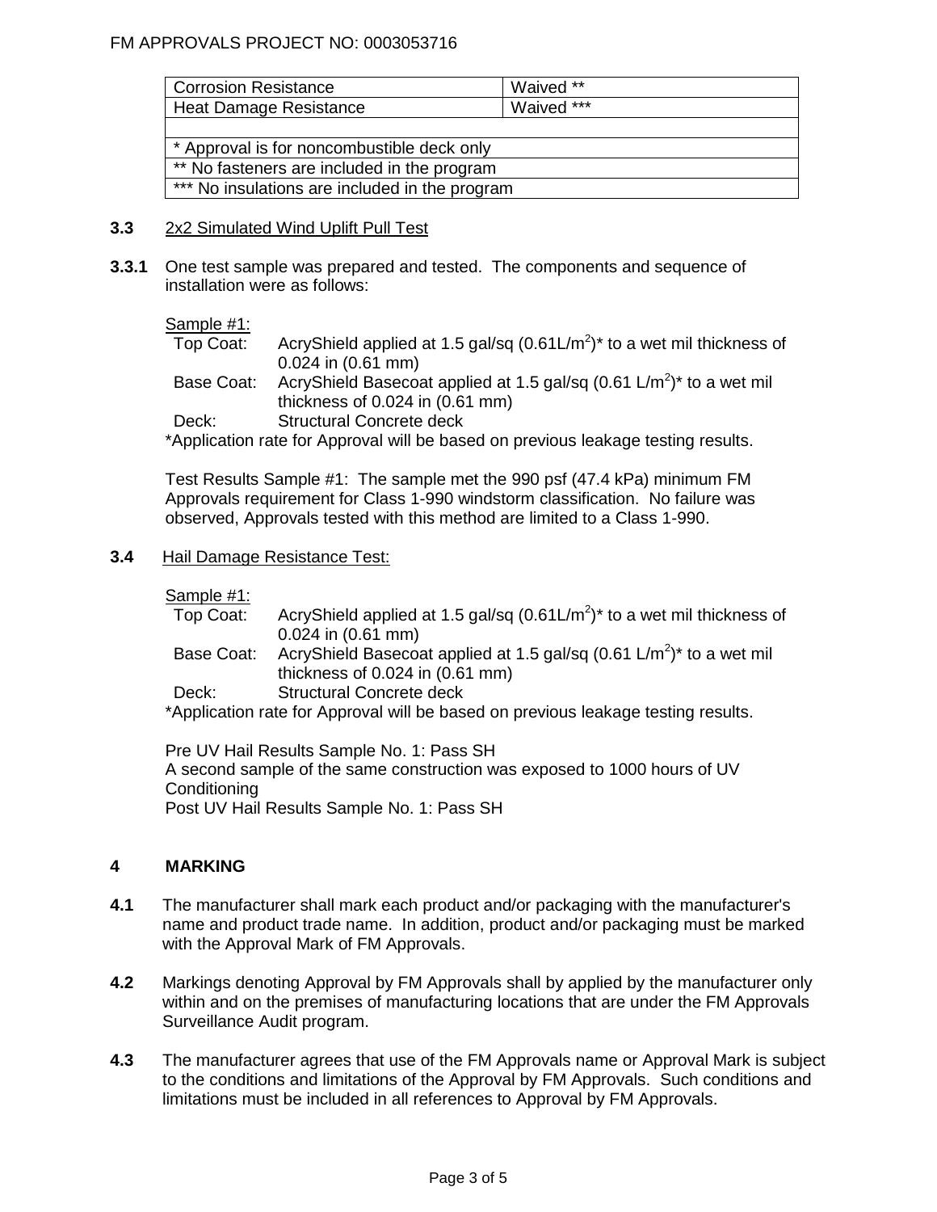| Corrosion Resistance | Waived ** |
| --- | --- |
| Heat Damage Resistance | Waived *** |
| | |
| * Approval is for noncombustible deck only | |
| ** No fasteners are included in the program | |
| *** No insulations are included in the program | |

**3.3** 2x2 Simulated Wind Uplift Pull Test

**3.3.1** One test sample was prepared and tested. The components and sequence of installation were as follows:

Sample #1:

Top Coat: AcryShield applied at 1.5 gal/sq (0.61L/$m^2$)* to a wet mil thickness of 0.024 in (0.61 mm)

Base Coat: AcryShield Basecoat applied at 1.5 gal/sq (0.61 L/$m^2$)* to a wet mil thickness of 0.024 in (0.61 mm)

Deck: Structural Concrete deck

*Application rate for Approval will be based on previous leakage testing results.

Test Results Sample #1: The sample met the 990 psf (47.4 kPa) minimum FM Approvals requirement for Class 1-990 windstorm classification. No failure was observed, Approvals tested with this method are limited to a Class 1-990.

**3.4** Hail Damage Resistance Test:

Sample #1:

Top Coat: AcryShield applied at 1.5 gal/sq (0.61L/$m^2$)* to a wet mil thickness of 0.024 in (0.61 mm)

Base Coat: AcryShield Basecoat applied at 1.5 gal/sq (0.61 L/$m^2$)* to a wet mil thickness of 0.024 in (0.61 mm)

Deck: Structural Concrete deck

*Application rate for Approval will be based on previous leakage testing results.

Pre UV Hail Results Sample No. 1: Pass SH
A second sample of the same construction was exposed to 1000 hours of UV Conditioning
Post UV Hail Results Sample No. 1: Pass SH

## 4 MARKING

**4.1** The manufacturer shall mark each product and/or packaging with the manufacturer's name and product trade name. In addition, product and/or packaging must be marked with the Approval Mark of FM Approvals.

**4.2** Markings denoting Approval by FM Approvals shall by applied by the manufacturer only within and on the premises of manufacturing locations that are under the FM Approvals Surveillance Audit program.

**4.3** The manufacturer agrees that use of the FM Approvals name or Approval Mark is subject to the conditions and limitations of the Approval by FM Approvals. Such conditions and limitations must be included in all references to Approval by FM Approvals.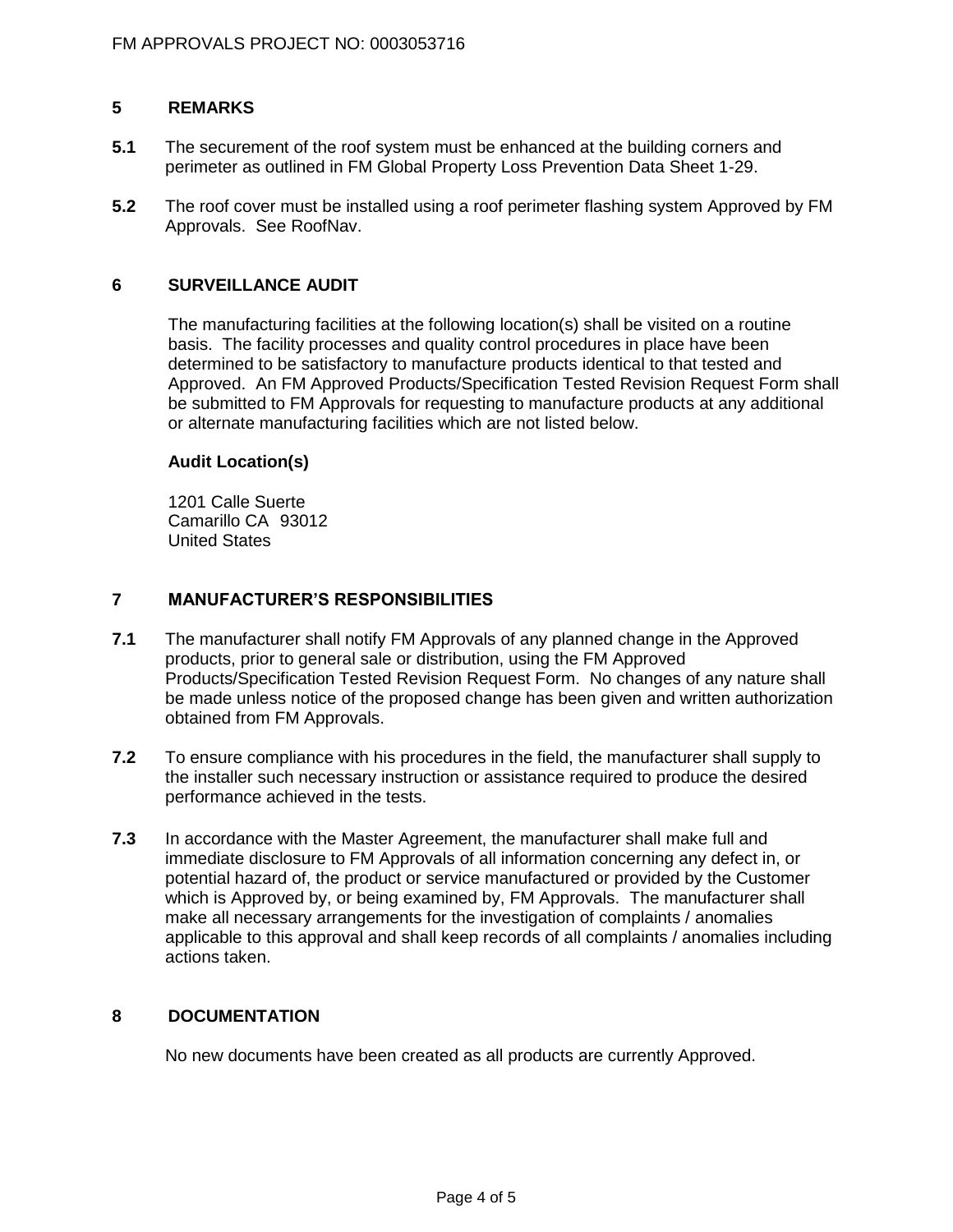## 5 REMARKS

**5.1** The securement of the roof system must be enhanced at the building corners and perimeter as outlined in FM Global Property Loss Prevention Data Sheet 1-29.

**5.2** The roof cover must be installed using a roof perimeter flashing system Approved by FM Approvals. See RoofNav.

## 6 SURVEILLANCE AUDIT

The manufacturing facilities at the following location(s) shall be visited on a routine basis. The facility processes and quality control procedures in place have been determined to be satisfactory to manufacture products identical to that tested and Approved. An FM Approved Products/Specification Tested Revision Request Form shall be submitted to FM Approvals for requesting to manufacture products at any additional or alternate manufacturing facilities which are not listed below.

**Audit Location(s)**

1201 Calle Suerte
Camarillo CA 93012
United States

## 7 MANUFACTURER'S RESPONSIBILITIES

**7.1** The manufacturer shall notify FM Approvals of any planned change in the Approved products, prior to general sale or distribution, using the FM Approved Products/Specification Tested Revision Request Form. No changes of any nature shall be made unless notice of the proposed change has been given and written authorization obtained from FM Approvals.

**7.2** To ensure compliance with his procedures in the field, the manufacturer shall supply to the installer such necessary instruction or assistance required to produce the desired performance achieved in the tests.

**7.3** In accordance with the Master Agreement, the manufacturer shall make full and immediate disclosure to FM Approvals of all information concerning any defect in, or potential hazard of, the product or service manufactured or provided by the Customer which is Approved by, or being examined by, FM Approvals. The manufacturer shall make all necessary arrangements for the investigation of complaints / anomalies applicable to this approval and shall keep records of all complaints / anomalies including actions taken.

## 8 DOCUMENTATION

No new documents have been created as all products are currently Approved.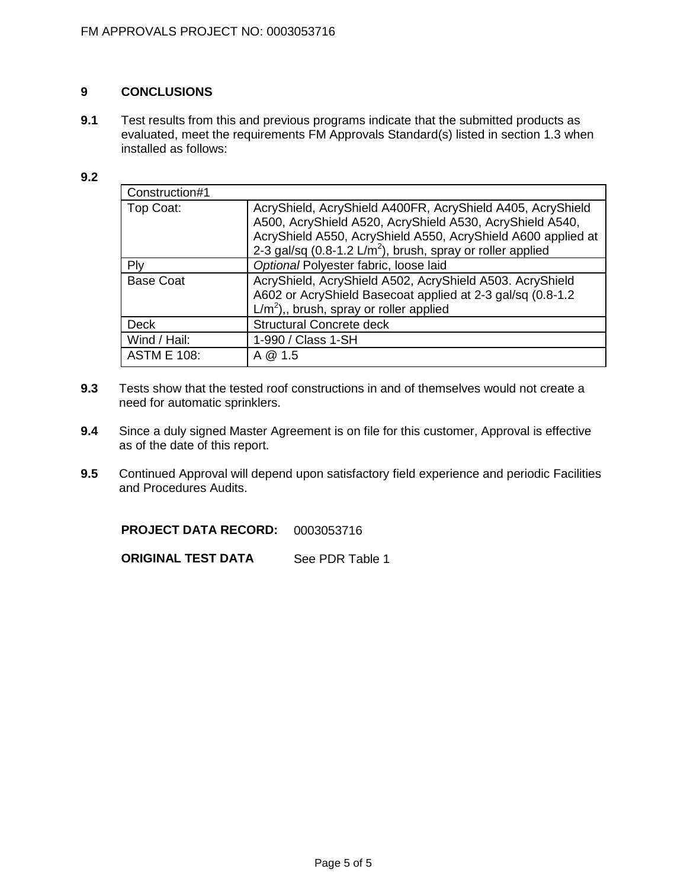## 9 CONCLUSIONS

**9.1** Test results from this and previous programs indicate that the submitted products as evaluated, meet the requirements FM Approvals Standard(s) listed in section 1.3 when installed as follows:

**9.2**

| Construction#1 | |
|---|---|
| Top Coat: | AcryShield, AcryShield A400FR, AcryShield A405, AcryShield A500, AcryShield A520, AcryShield A530, AcryShield A540, AcryShield A550, AcryShield A550, AcryShield A600 applied at 2-3 gal/sq (0.8-1.2 L/m$^2$), brush, spray or roller applied |
| Ply | *Optional* Polyester fabric, loose laid |
| Base Coat | AcryShield, AcryShield A502, AcryShield A503. AcryShield A602 or AcryShield Basecoat applied at 2-3 gal/sq (0.8-1.2 L/m$^2$),, brush, spray or roller applied |
| Deck | Structural Concrete deck |
| Wind / Hail: | 1-990 / Class 1-SH |
| ASTM E 108: | A @ 1.5 |

**9.3** Tests show that the tested roof constructions in and of themselves would not create a need for automatic sprinklers.

**9.4** Since a duly signed Master Agreement is on file for this customer, Approval is effective as of the date of this report.

**9.5** Continued Approval will depend upon satisfactory field experience and periodic Facilities and Procedures Audits.

**PROJECT DATA RECORD:** 0003053716

**ORIGINAL TEST DATA** See PDR Table 1